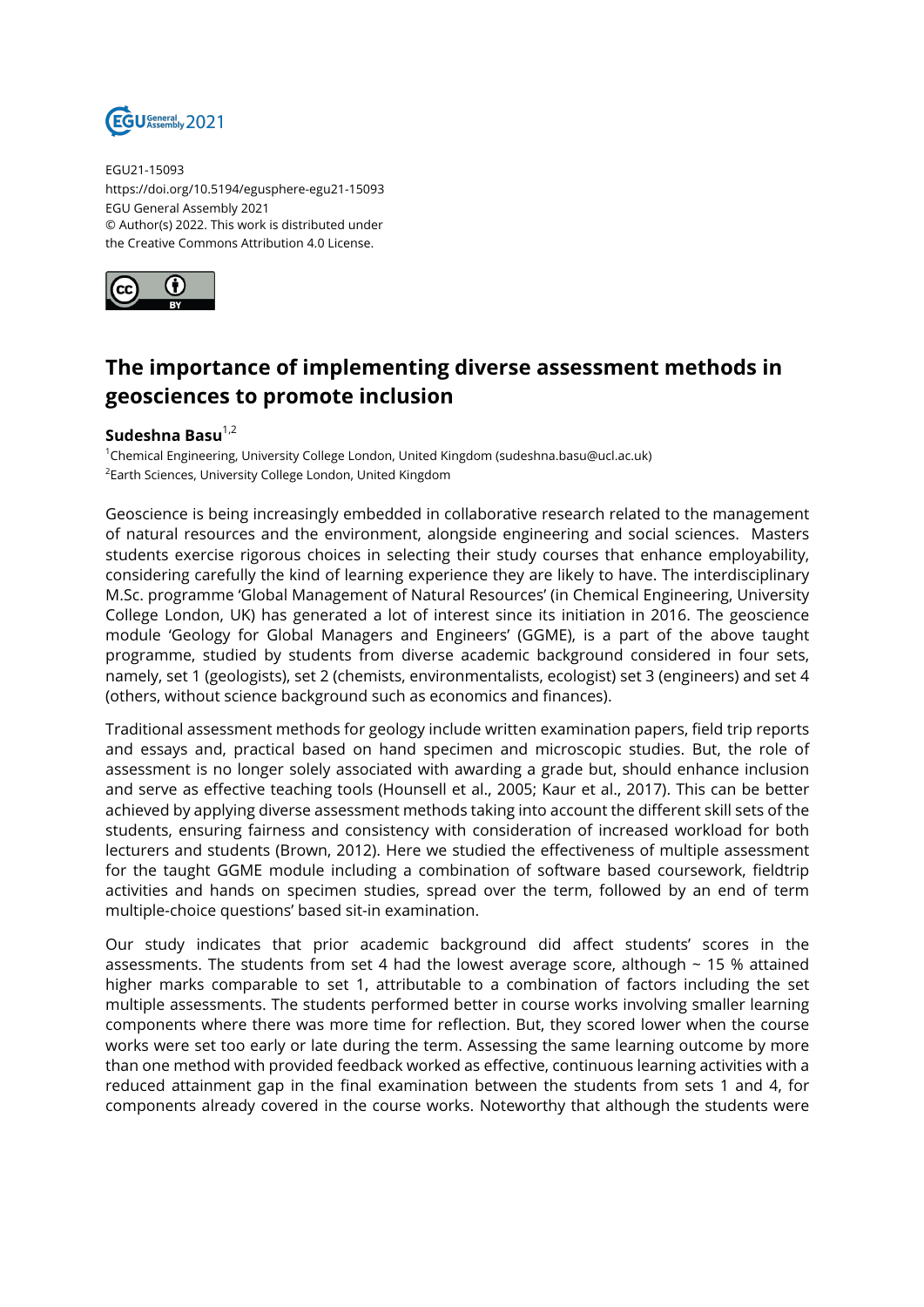EGU21-15093
https://doi.org/10.5194/egusphere-egu21-15093
EGU General Assembly 2021
© Author(s) 2022. This work is distributed under
the Creative Commons Attribution 4.0 License.

# The importance of implementing diverse assessment methods in geosciences to promote inclusion

**Sudeshna Basu**[1,2]

[1]Chemical Engineering, University College London, United Kingdom (sudeshna.basu@ucl.ac.uk)
[2]Earth Sciences, University College London, United Kingdom

Geoscience is being increasingly embedded in collaborative research related to the management of natural resources and the environment, alongside engineering and social sciences. Masters students exercise rigorous choices in selecting their study courses that enhance employability, considering carefully the kind of learning experience they are likely to have. The interdisciplinary M.Sc. programme 'Global Management of Natural Resources' (in Chemical Engineering, University College London, UK) has generated a lot of interest since its initiation in 2016. The geoscience module 'Geology for Global Managers and Engineers' (GGME), is a part of the above taught programme, studied by students from diverse academic background considered in four sets, namely, set 1 (geologists), set 2 (chemists, environmentalists, ecologist) set 3 (engineers) and set 4 (others, without science background such as economics and finances).

Traditional assessment methods for geology include written examination papers, field trip reports and essays and, practical based on hand specimen and microscopic studies. But, the role of assessment is no longer solely associated with awarding a grade but, should enhance inclusion and serve as effective teaching tools (Hounsell et al., 2005; Kaur et al., 2017). This can be better achieved by applying diverse assessment methods taking into account the different skill sets of the students, ensuring fairness and consistency with consideration of increased workload for both lecturers and students (Brown, 2012). Here we studied the effectiveness of multiple assessment for the taught GGME module including a combination of software based coursework, fieldtrip activities and hands on specimen studies, spread over the term, followed by an end of term multiple-choice questions' based sit-in examination.

Our study indicates that prior academic background did affect students' scores in the assessments. The students from set 4 had the lowest average score, although ~ 15 % attained higher marks comparable to set 1, attributable to a combination of factors including the set multiple assessments. The students performed better in course works involving smaller learning components where there was more time for reflection. But, they scored lower when the course works were set too early or late during the term. Assessing the same learning outcome by more than one method with provided feedback worked as effective, continuous learning activities with a reduced attainment gap in the final examination between the students from sets 1 and 4, for components already covered in the course works. Noteworthy that although the students were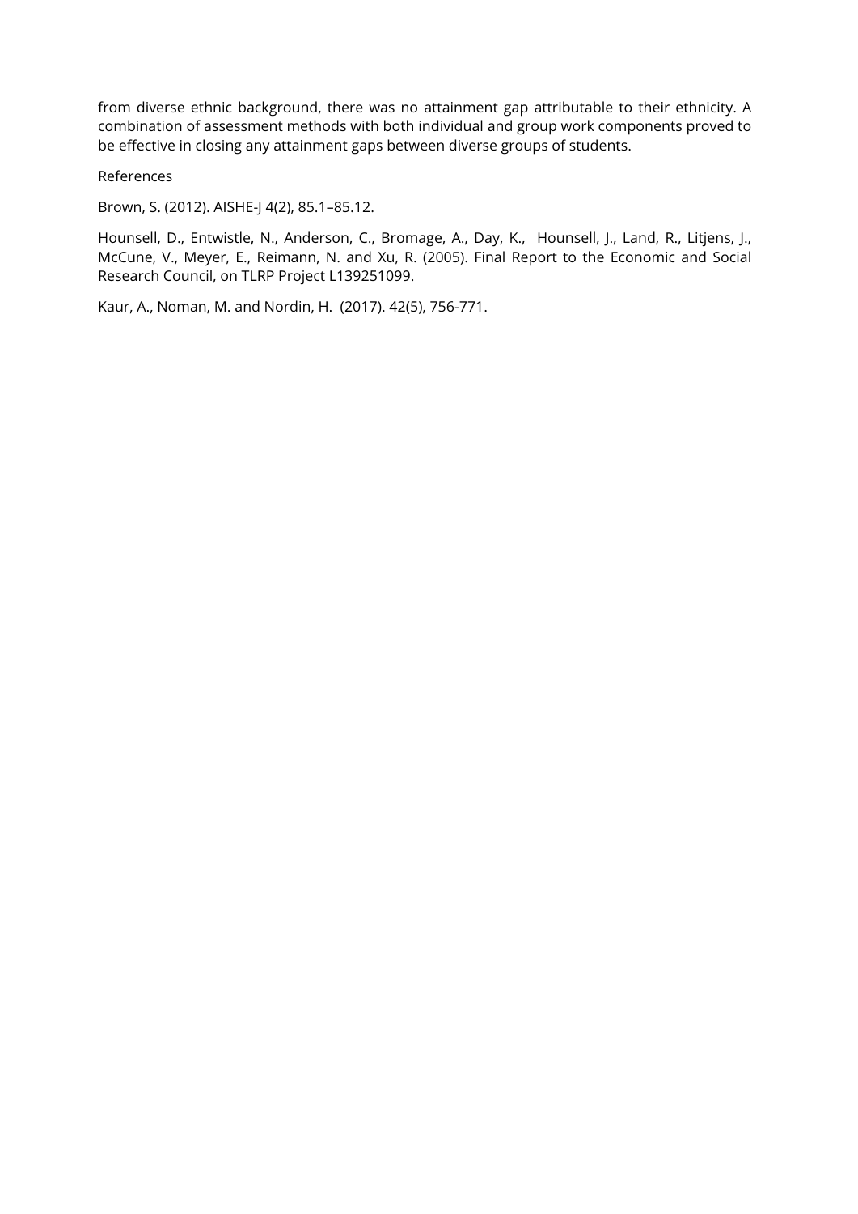from diverse ethnic background, there was no attainment gap attributable to their ethnicity. A combination of assessment methods with both individual and group work components proved to be effective in closing any attainment gaps between diverse groups of students.

References

Brown, S. (2012). AISHE-J 4(2), 85.1–85.12.

Hounsell, D., Entwistle, N., Anderson, C., Bromage, A., Day, K., Hounsell, J., Land, R., Litjens, J., McCune, V., Meyer, E., Reimann, N. and Xu, R. (2005). Final Report to the Economic and Social Research Council, on TLRP Project L139251099.

Kaur, A., Noman, M. and Nordin, H. (2017). 42(5), 756-771.